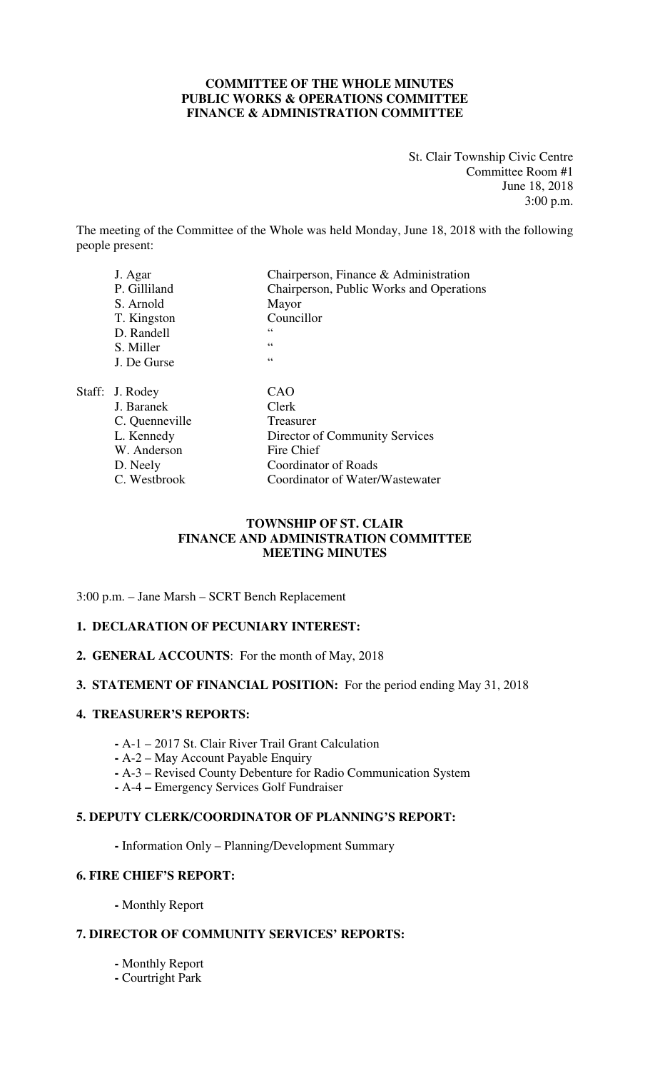**COMMITTEE OF THE WHOLE MINUTES**
**PUBLIC WORKS & OPERATIONS COMMITTEE**
**FINANCE & ADMINISTRATION COMMITTEE**

St. Clair Township Civic Centre
Committee Room #1
June 18, 2018
3:00 p.m.

The meeting of the Committee of the Whole was held Monday, June 18, 2018 with the following people present:

| | | |
|---|---|---|
| | J. Agar | Chairperson, Finance & Administration |
| | P. Gilliland | Chairperson, Public Works and Operations |
| | S. Arnold | Mayor |
| | T. Kingston | Councillor |
| | D. Randell | " |
| | S. Miller | " |
| | J. De Gurse | " |
| Staff: | J. Rodey | CAO |
| | J. Baranek | Clerk |
| | C. Quenneville | Treasurer |
| | L. Kennedy | Director of Community Services |
| | W. Anderson | Fire Chief |
| | D. Neely | Coordinator of Roads |
| | C. Westbrook | Coordinator of Water/Wastewater |

**TOWNSHIP OF ST. CLAIR**
**FINANCE AND ADMINISTRATION COMMITTEE**
**MEETING MINUTES**

3:00 p.m. – Jane Marsh – SCRT Bench Replacement

**1. DECLARATION OF PECUNIARY INTEREST:**

**2. GENERAL ACCOUNTS**: For the month of May, 2018

**3. STATEMENT OF FINANCIAL POSITION:** For the period ending May 31, 2018

**4. TREASURER'S REPORTS:**

- A-1 – 2017 St. Clair River Trail Grant Calculation
- A-2 – May Account Payable Enquiry
- A-3 – Revised County Debenture for Radio Communication System
- A-4 – Emergency Services Golf Fundraiser

**5. DEPUTY CLERK/COORDINATOR OF PLANNING'S REPORT:**

- Information Only – Planning/Development Summary

**6. FIRE CHIEF'S REPORT:**

- Monthly Report

**7. DIRECTOR OF COMMUNITY SERVICES' REPORTS:**

- Monthly Report
- Courtright Park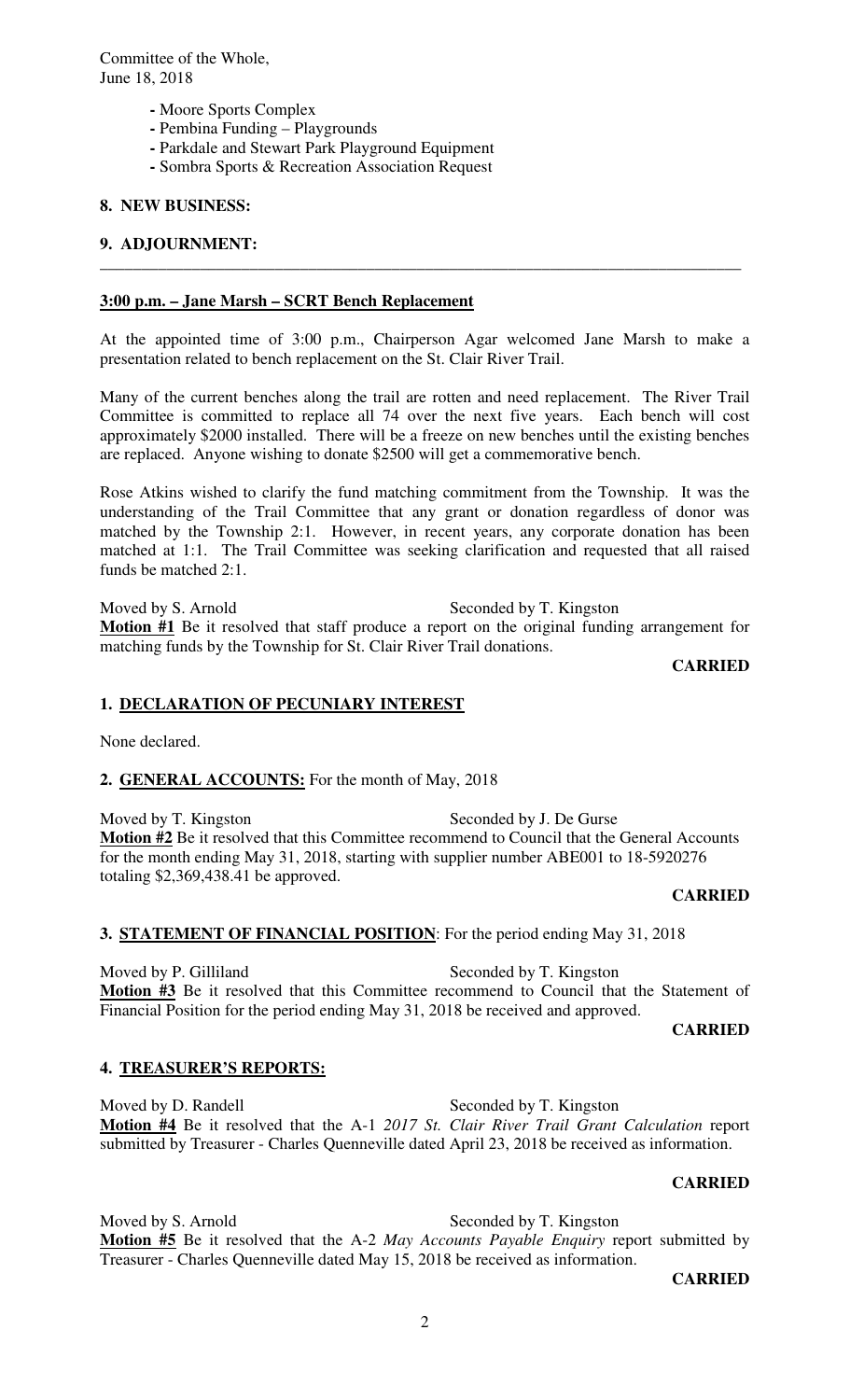- Moore Sports Complex
- Pembina Funding – Playgrounds
- Parkdale and Stewart Park Playground Equipment
- Sombra Sports & Recreation Association Request

**8. NEW BUSINESS:**

**9. ADJOURNMENT:**

---

**3:00 p.m. – Jane Marsh – SCRT Bench Replacement**

At the appointed time of 3:00 p.m., Chairperson Agar welcomed Jane Marsh to make a presentation related to bench replacement on the St. Clair River Trail.

Many of the current benches along the trail are rotten and need replacement. The River Trail Committee is committed to replace all 74 over the next five years. Each bench will cost approximately $2000 installed. There will be a freeze on new benches until the existing benches are replaced. Anyone wishing to donate $2500 will get a commemorative bench.

Rose Atkins wished to clarify the fund matching commitment from the Township. It was the understanding of the Trail Committee that any grant or donation regardless of donor was matched by the Township 2:1. However, in recent years, any corporate donation has been matched at 1:1. The Trail Committee was seeking clarification and requested that all raised funds be matched 2:1.

Moved by S. Arnold Seconded by T. Kingston
**Motion #1** Be it resolved that staff produce a report on the original funding arrangement for matching funds by the Township for St. Clair River Trail donations.

**CARRIED**

## 1. DECLARATION OF PECUNIARY INTEREST

None declared.

## 2. GENERAL ACCOUNTS: For the month of May, 2018

Moved by T. Kingston Seconded by J. De Gurse
**Motion #2** Be it resolved that this Committee recommend to Council that the General Accounts for the month ending May 31, 2018, starting with supplier number ABE001 to 18-5920276 totaling $2,369,438.41 be approved.

**CARRIED**

## 3. STATEMENT OF FINANCIAL POSITION: For the period ending May 31, 2018

Moved by P. Gilliland Seconded by T. Kingston
**Motion #3** Be it resolved that this Committee recommend to Council that the Statement of Financial Position for the period ending May 31, 2018 be received and approved.

**CARRIED**

## 4. TREASURER'S REPORTS:

Moved by D. Randell Seconded by T. Kingston
**Motion #4** Be it resolved that the A-1 *2017 St. Clair River Trail Grant Calculation* report submitted by Treasurer - Charles Quenneville dated April 23, 2018 be received as information.

**CARRIED**

Moved by S. Arnold Seconded by T. Kingston
**Motion #5** Be it resolved that the A-2 *May Accounts Payable Enquiry* report submitted by Treasurer - Charles Quenneville dated May 15, 2018 be received as information.

**CARRIED**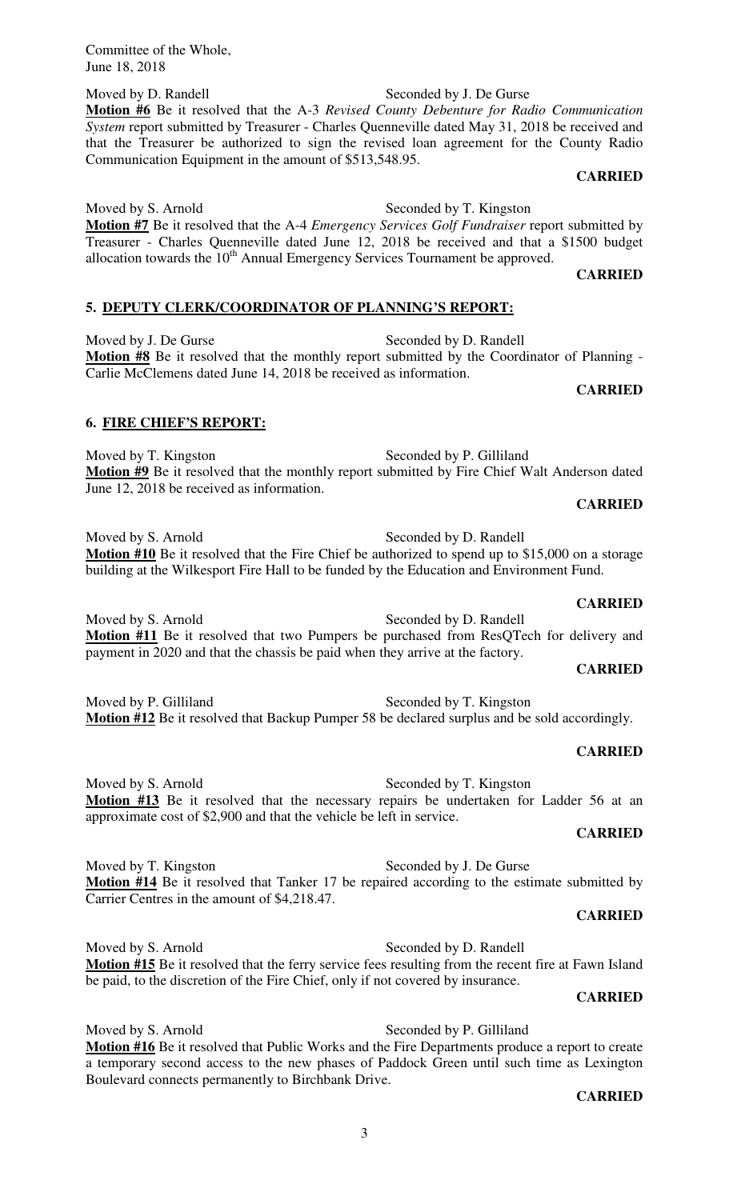Committee of the Whole,
June 18, 2018

Moved by D. Randell Seconded by J. De Gurse

**Motion #6** Be it resolved that the A-3 *Revised County Debenture for Radio Communication System* report submitted by Treasurer - Charles Quenneville dated May 31, 2018 be received and that the Treasurer be authorized to sign the revised loan agreement for the County Radio Communication Equipment in the amount of $513,548.95.

**CARRIED**

Moved by S. Arnold Seconded by T. Kingston

**Motion #7** Be it resolved that the A-4 *Emergency Services Golf Fundraiser* report submitted by Treasurer - Charles Quenneville dated June 12, 2018 be received and that a $1500 budget allocation towards the 10th Annual Emergency Services Tournament be approved.

**CARRIED**

## 5. DEPUTY CLERK/COORDINATOR OF PLANNING'S REPORT:

Moved by J. De Gurse Seconded by D. Randell

**Motion #8** Be it resolved that the monthly report submitted by the Coordinator of Planning - Carlie McClemens dated June 14, 2018 be received as information.

**CARRIED**

## 6. FIRE CHIEF'S REPORT:

Moved by T. Kingston Seconded by P. Gilliland

**Motion #9** Be it resolved that the monthly report submitted by Fire Chief Walt Anderson dated June 12, 2018 be received as information.

**CARRIED**

Moved by S. Arnold Seconded by D. Randell

**Motion #10** Be it resolved that the Fire Chief be authorized to spend up to $15,000 on a storage building at the Wilkesport Fire Hall to be funded by the Education and Environment Fund.

**CARRIED**

Moved by S. Arnold Seconded by D. Randell

**Motion #11** Be it resolved that two Pumpers be purchased from ResQTech for delivery and payment in 2020 and that the chassis be paid when they arrive at the factory.

**CARRIED**

Moved by P. Gilliland Seconded by T. Kingston

**Motion #12** Be it resolved that Backup Pumper 58 be declared surplus and be sold accordingly.

**CARRIED**

Moved by S. Arnold Seconded by T. Kingston

**Motion #13** Be it resolved that the necessary repairs be undertaken for Ladder 56 at an approximate cost of $2,900 and that the vehicle be left in service.

**CARRIED**

Moved by T. Kingston Seconded by J. De Gurse

**Motion #14** Be it resolved that Tanker 17 be repaired according to the estimate submitted by Carrier Centres in the amount of $4,218.47.

**CARRIED**

Moved by S. Arnold Seconded by D. Randell

**Motion #15** Be it resolved that the ferry service fees resulting from the recent fire at Fawn Island be paid, to the discretion of the Fire Chief, only if not covered by insurance.

**CARRIED**

Moved by S. Arnold Seconded by P. Gilliland

**Motion #16** Be it resolved that Public Works and the Fire Departments produce a report to create a temporary second access to the new phases of Paddock Green until such time as Lexington Boulevard connects permanently to Birchbank Drive.

**CARRIED**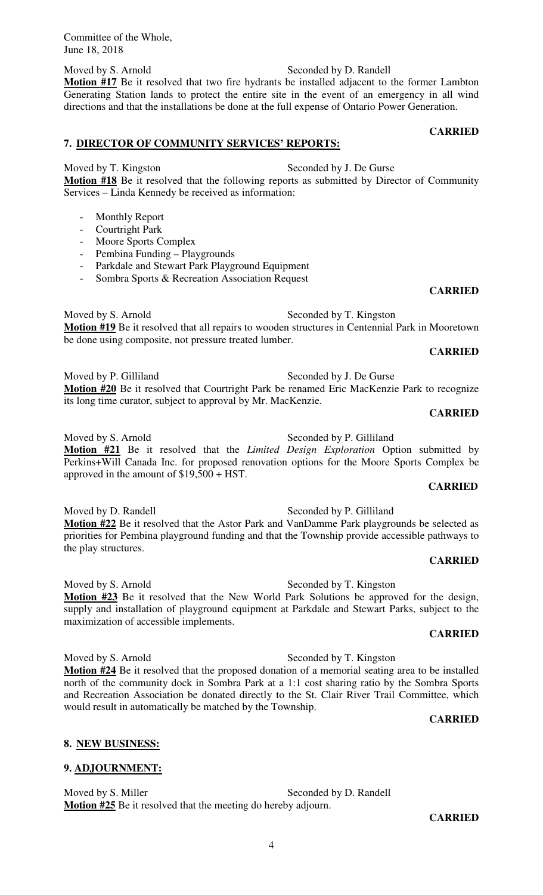Moved by S. Arnold Seconded by D. Randell

**Motion #17** Be it resolved that two fire hydrants be installed adjacent to the former Lambton Generating Station lands to protect the entire site in the event of an emergency in all wind directions and that the installations be done at the full expense of Ontario Power Generation.

**CARRIED**

## 7. DIRECTOR OF COMMUNITY SERVICES' REPORTS:

Moved by T. Kingston Seconded by J. De Gurse

**Motion #18** Be it resolved that the following reports as submitted by Director of Community Services – Linda Kennedy be received as information:

- Monthly Report
- Courtright Park
- Moore Sports Complex
- Pembina Funding – Playgrounds
- Parkdale and Stewart Park Playground Equipment
- Sombra Sports & Recreation Association Request

**CARRIED**

Moved by S. Arnold Seconded by T. Kingston

**Motion #19** Be it resolved that all repairs to wooden structures in Centennial Park in Mooretown be done using composite, not pressure treated lumber.

**CARRIED**

Moved by P. Gilliland Seconded by J. De Gurse

**Motion #20** Be it resolved that Courtright Park be renamed Eric MacKenzie Park to recognize its long time curator, subject to approval by Mr. MacKenzie.

**CARRIED**

Moved by S. Arnold Seconded by P. Gilliland

**Motion #21** Be it resolved that the *Limited Design Exploration* Option submitted by Perkins+Will Canada Inc. for proposed renovation options for the Moore Sports Complex be approved in the amount of $19,500 + HST.

**CARRIED**

Moved by D. Randell Seconded by P. Gilliland

**Motion #22** Be it resolved that the Astor Park and VanDamme Park playgrounds be selected as priorities for Pembina playground funding and that the Township provide accessible pathways to the play structures.

**CARRIED**

Moved by S. Arnold Seconded by T. Kingston

**Motion #23** Be it resolved that the New World Park Solutions be approved for the design, supply and installation of playground equipment at Parkdale and Stewart Parks, subject to the maximization of accessible implements.

**CARRIED**

Moved by S. Arnold Seconded by T. Kingston

**Motion #24** Be it resolved that the proposed donation of a memorial seating area to be installed north of the community dock in Sombra Park at a 1:1 cost sharing ratio by the Sombra Sports and Recreation Association be donated directly to the St. Clair River Trail Committee, which would result in automatically be matched by the Township.

**CARRIED**

## 8. NEW BUSINESS:

## 9. ADJOURNMENT:

Moved by S. Miller Seconded by D. Randell

**Motion #25** Be it resolved that the meeting do hereby adjourn.

**CARRIED**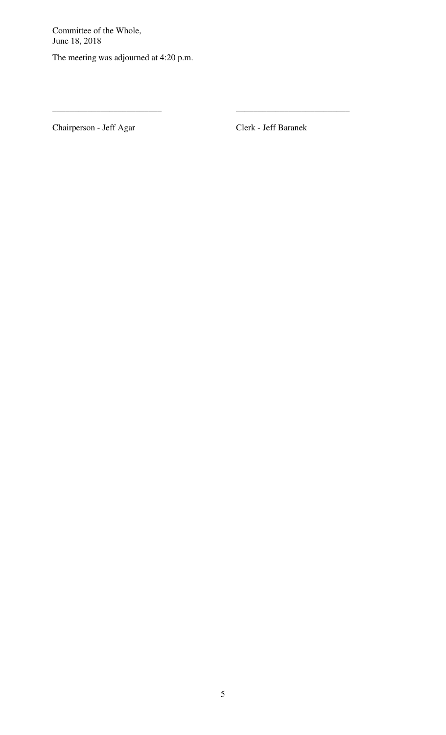The meeting was adjourned at 4:20 p.m.

\_\_\_\_\_\_\_\_\_\_\_\_\_\_\_\_\_\_\_\_\_\_\_\_\_ \_\_\_\_\_\_\_\_\_\_\_\_\_\_\_\_\_\_\_\_\_\_\_\_\_\_

Chairperson - Jeff Agar Clerk - Jeff Baranek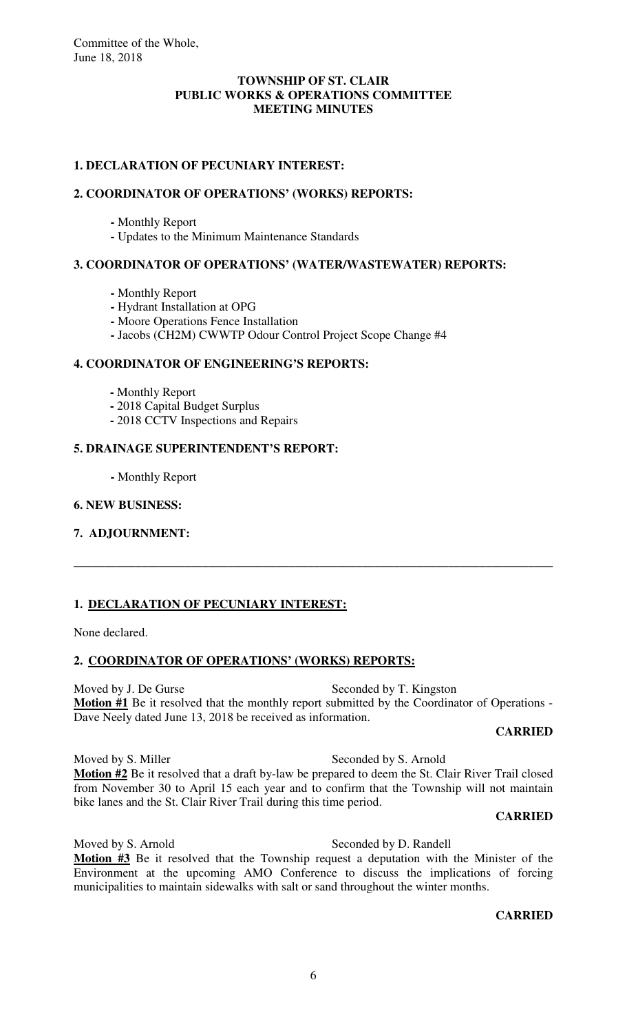Committee of the Whole,
June 18, 2018

**TOWNSHIP OF ST. CLAIR**
**PUBLIC WORKS & OPERATIONS COMMITTEE**
**MEETING MINUTES**

**1. DECLARATION OF PECUNIARY INTEREST:**

**2. COORDINATOR OF OPERATIONS' (WORKS) REPORTS:**

- Monthly Report
- Updates to the Minimum Maintenance Standards

**3. COORDINATOR OF OPERATIONS' (WATER/WASTEWATER) REPORTS:**

- Monthly Report
- Hydrant Installation at OPG
- Moore Operations Fence Installation
- Jacobs (CH2M) CWWTP Odour Control Project Scope Change #4

**4. COORDINATOR OF ENGINEERING'S REPORTS:**

- Monthly Report
- 2018 Capital Budget Surplus
- 2018 CCTV Inspections and Repairs

**5. DRAINAGE SUPERINTENDENT'S REPORT:**

- Monthly Report

**6. NEW BUSINESS:**

**7. ADJOURNMENT:**

---

**1. DECLARATION OF PECUNIARY INTEREST:**

None declared.

**2. COORDINATOR OF OPERATIONS' (WORKS) REPORTS:**

Moved by J. De Gurse　　　　　　Seconded by T. Kingston
**Motion #1** Be it resolved that the monthly report submitted by the Coordinator of Operations - Dave Neely dated June 13, 2018 be received as information.

**CARRIED**

Moved by S. Miller　　　　　　Seconded by S. Arnold
**Motion #2** Be it resolved that a draft by-law be prepared to deem the St. Clair River Trail closed from November 30 to April 15 each year and to confirm that the Township will not maintain bike lanes and the St. Clair River Trail during this time period.

**CARRIED**

Moved by S. Arnold　　　　　　Seconded by D. Randell
**Motion #3** Be it resolved that the Township request a deputation with the Minister of the Environment at the upcoming AMO Conference to discuss the implications of forcing municipalities to maintain sidewalks with salt or sand throughout the winter months.

**CARRIED**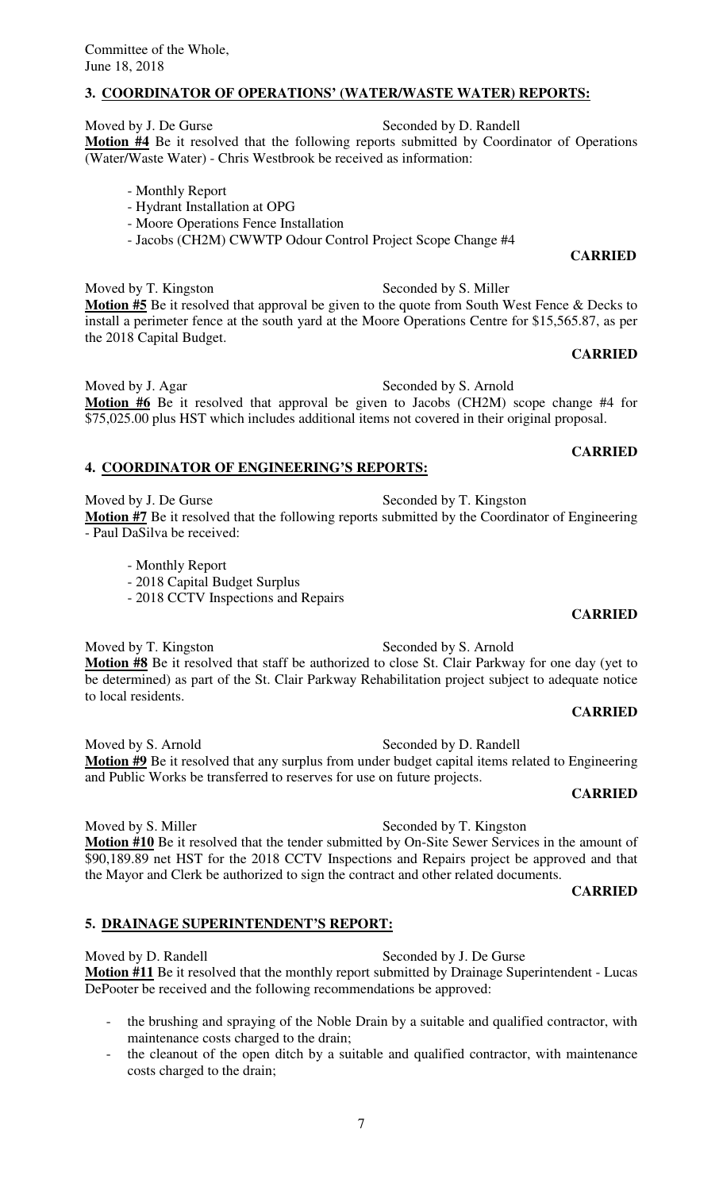## 3. COORDINATOR OF OPERATIONS' (WATER/WASTE WATER) REPORTS:

Moved by J. De Gurse Seconded by D. Randell

**Motion #4** Be it resolved that the following reports submitted by Coordinator of Operations (Water/Waste Water) - Chris Westbrook be received as information:

- Monthly Report
- Hydrant Installation at OPG
- Moore Operations Fence Installation
- Jacobs (CH2M) CWWTP Odour Control Project Scope Change #4

**CARRIED**

Moved by T. Kingston Seconded by S. Miller

**Motion #5** Be it resolved that approval be given to the quote from South West Fence & Decks to install a perimeter fence at the south yard at the Moore Operations Centre for $15,565.87, as per the 2018 Capital Budget.

**CARRIED**

Moved by J. Agar Seconded by S. Arnold

**Motion #6** Be it resolved that approval be given to Jacobs (CH2M) scope change #4 for $75,025.00 plus HST which includes additional items not covered in their original proposal.

**CARRIED**

## 4. COORDINATOR OF ENGINEERING'S REPORTS:

Moved by J. De Gurse Seconded by T. Kingston

**Motion #7** Be it resolved that the following reports submitted by the Coordinator of Engineering - Paul DaSilva be received:

- Monthly Report
- 2018 Capital Budget Surplus
- 2018 CCTV Inspections and Repairs

**CARRIED**

Moved by T. Kingston Seconded by S. Arnold

**Motion #8** Be it resolved that staff be authorized to close St. Clair Parkway for one day (yet to be determined) as part of the St. Clair Parkway Rehabilitation project subject to adequate notice to local residents.

**CARRIED**

Moved by S. Arnold Seconded by D. Randell

**Motion #9** Be it resolved that any surplus from under budget capital items related to Engineering and Public Works be transferred to reserves for use on future projects.

**CARRIED**

Moved by S. Miller Seconded by T. Kingston

**Motion #10** Be it resolved that the tender submitted by On-Site Sewer Services in the amount of $90,189.89 net HST for the 2018 CCTV Inspections and Repairs project be approved and that the Mayor and Clerk be authorized to sign the contract and other related documents.

**CARRIED**

## 5. DRAINAGE SUPERINTENDENT'S REPORT:

Moved by D. Randell Seconded by J. De Gurse

**Motion #11** Be it resolved that the monthly report submitted by Drainage Superintendent - Lucas DePooter be received and the following recommendations be approved:

- the brushing and spraying of the Noble Drain by a suitable and qualified contractor, with maintenance costs charged to the drain;
- the cleanout of the open ditch by a suitable and qualified contractor, with maintenance costs charged to the drain;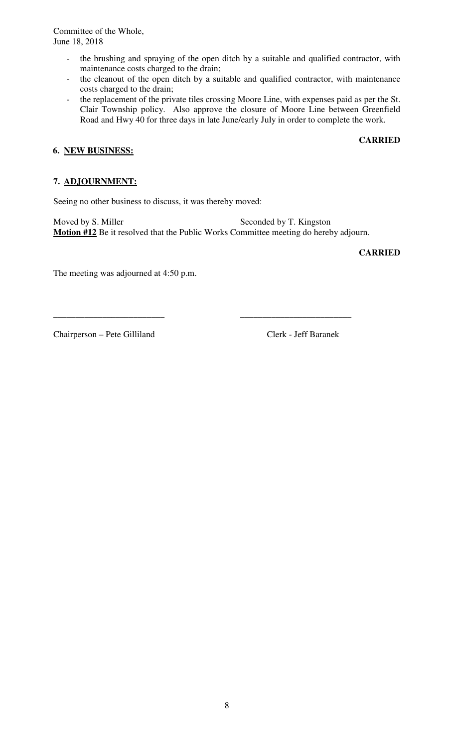- the brushing and spraying of the open ditch by a suitable and qualified contractor, with maintenance costs charged to the drain;
- the cleanout of the open ditch by a suitable and qualified contractor, with maintenance costs charged to the drain;
- the replacement of the private tiles crossing Moore Line, with expenses paid as per the St. Clair Township policy. Also approve the closure of Moore Line between Greenfield Road and Hwy 40 for three days in late June/early July in order to complete the work.

**CARRIED**

## 6. NEW BUSINESS:

## 7. ADJOURNMENT:

Seeing no other business to discuss, it was thereby moved:

Moved by S. Miller Seconded by T. Kingston

**Motion #12** Be it resolved that the Public Works Committee meeting do hereby adjourn.

**CARRIED**

The meeting was adjourned at 4:50 p.m.

\_\_\_\_\_\_\_\_\_\_\_\_\_\_\_\_\_\_\_\_\_\_\_\_\_ \_\_\_\_\_\_\_\_\_\_\_\_\_\_\_\_\_\_\_\_\_\_\_\_\_

Chairperson – Pete Gilliland Clerk - Jeff Baranek